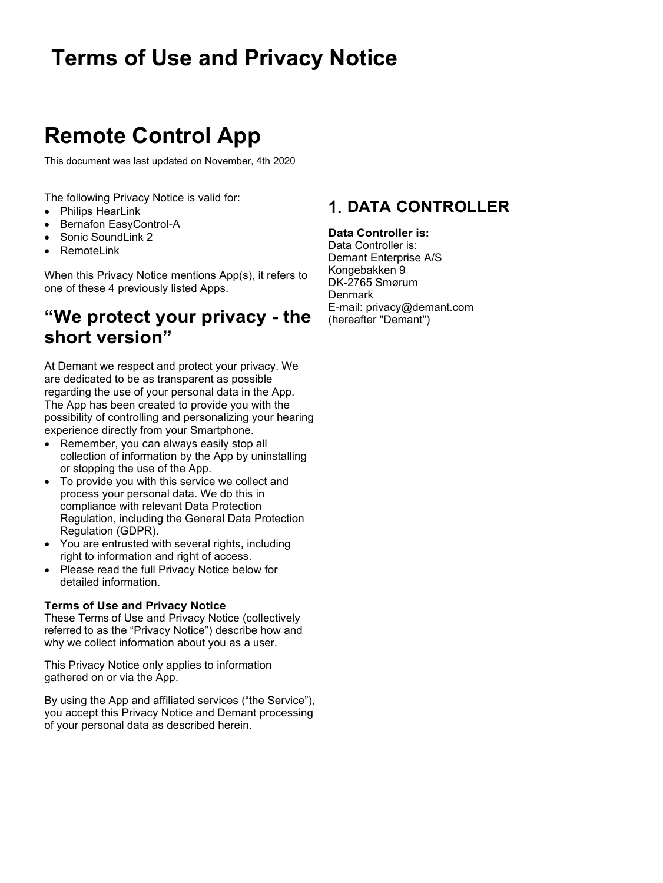# Terms of Use and Privacy Notice

# Remote Control App

This document was last updated on November, 4th 2020

The following Privacy Notice is valid for:

- Philips HearLink
- Bernafon EasyControl-A
- Sonic SoundLink 2
- RemoteLink

When this Privacy Notice mentions App(s), it refers to one of these 4 previously listed Apps.

## "We protect your privacy - the short version"

At Demant we respect and protect your privacy. We are dedicated to be as transparent as possible regarding the use of your personal data in the App. The App has been created to provide you with the possibility of controlling and personalizing your hearing experience directly from your Smartphone.

- Remember, you can always easily stop all collection of information by the App by uninstalling or stopping the use of the App.
- To provide you with this service we collect and process your personal data. We do this in compliance with relevant Data Protection Regulation, including the General Data Protection Regulation (GDPR).
- You are entrusted with several rights, including right to information and right of access.
- Please read the full Privacy Notice below for detailed information.

**Terms of Use and Privacy Notice**
These Terms of Use and Privacy Notice (collectively referred to as the "Privacy Notice") describe how and why we collect information about you as a user.

This Privacy Notice only applies to information gathered on or via the App.

By using the App and affiliated services ("the Service"), you accept this Privacy Notice and Demant processing of your personal data as described herein.

## 1. DATA CONTROLLER

**Data Controller is:**
Data Controller is:
Demant Enterprise A/S
Kongebakken 9
DK-2765 Smørum
Denmark
E-mail: privacy@demant.com
(hereafter "Demant")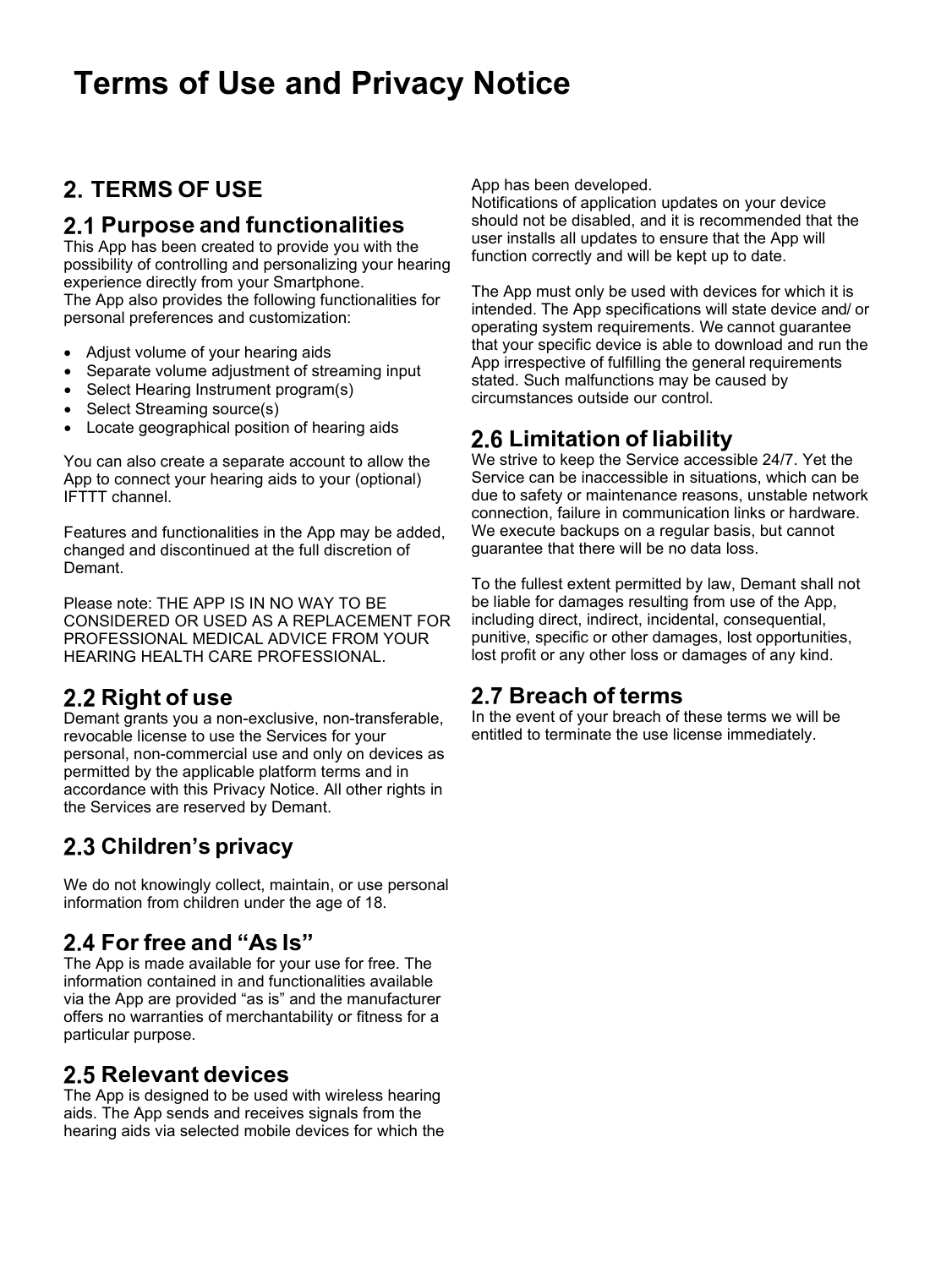# Terms of Use and Privacy Notice

## 2. TERMS OF USE

### 2.1 Purpose and functionalities

This App has been created to provide you with the possibility of controlling and personalizing your hearing experience directly from your Smartphone.
The App also provides the following functionalities for personal preferences and customization:

- Adjust volume of your hearing aids
- Separate volume adjustment of streaming input
- Select Hearing Instrument program(s)
- Select Streaming source(s)
- Locate geographical position of hearing aids

You can also create a separate account to allow the App to connect your hearing aids to your (optional) IFTTT channel.

Features and functionalities in the App may be added, changed and discontinued at the full discretion of Demant.

Please note: THE APP IS IN NO WAY TO BE CONSIDERED OR USED AS A REPLACEMENT FOR PROFESSIONAL MEDICAL ADVICE FROM YOUR HEARING HEALTH CARE PROFESSIONAL.

### 2.2 Right of use

Demant grants you a non-exclusive, non-transferable, revocable license to use the Services for your personal, non-commercial use and only on devices as permitted by the applicable platform terms and in accordance with this Privacy Notice. All other rights in the Services are reserved by Demant.

### 2.3 Children's privacy

We do not knowingly collect, maintain, or use personal information from children under the age of 18.

### 2.4 For free and "As Is"

The App is made available for your use for free. The information contained in and functionalities available via the App are provided "as is" and the manufacturer offers no warranties of merchantability or fitness for a particular purpose.

### 2.5 Relevant devices

The App is designed to be used with wireless hearing aids. The App sends and receives signals from the hearing aids via selected mobile devices for which the App has been developed.
Notifications of application updates on your device should not be disabled, and it is recommended that the user installs all updates to ensure that the App will function correctly and will be kept up to date.

The App must only be used with devices for which it is intended. The App specifications will state device and/ or operating system requirements. We cannot guarantee that your specific device is able to download and run the App irrespective of fulfilling the general requirements stated. Such malfunctions may be caused by circumstances outside our control.

### 2.6 Limitation of liability

We strive to keep the Service accessible 24/7. Yet the Service can be inaccessible in situations, which can be due to safety or maintenance reasons, unstable network connection, failure in communication links or hardware. We execute backups on a regular basis, but cannot guarantee that there will be no data loss.

To the fullest extent permitted by law, Demant shall not be liable for damages resulting from use of the App, including direct, indirect, incidental, consequential, punitive, specific or other damages, lost opportunities, lost profit or any other loss or damages of any kind.

### 2.7 Breach of terms

In the event of your breach of these terms we will be entitled to terminate the use license immediately.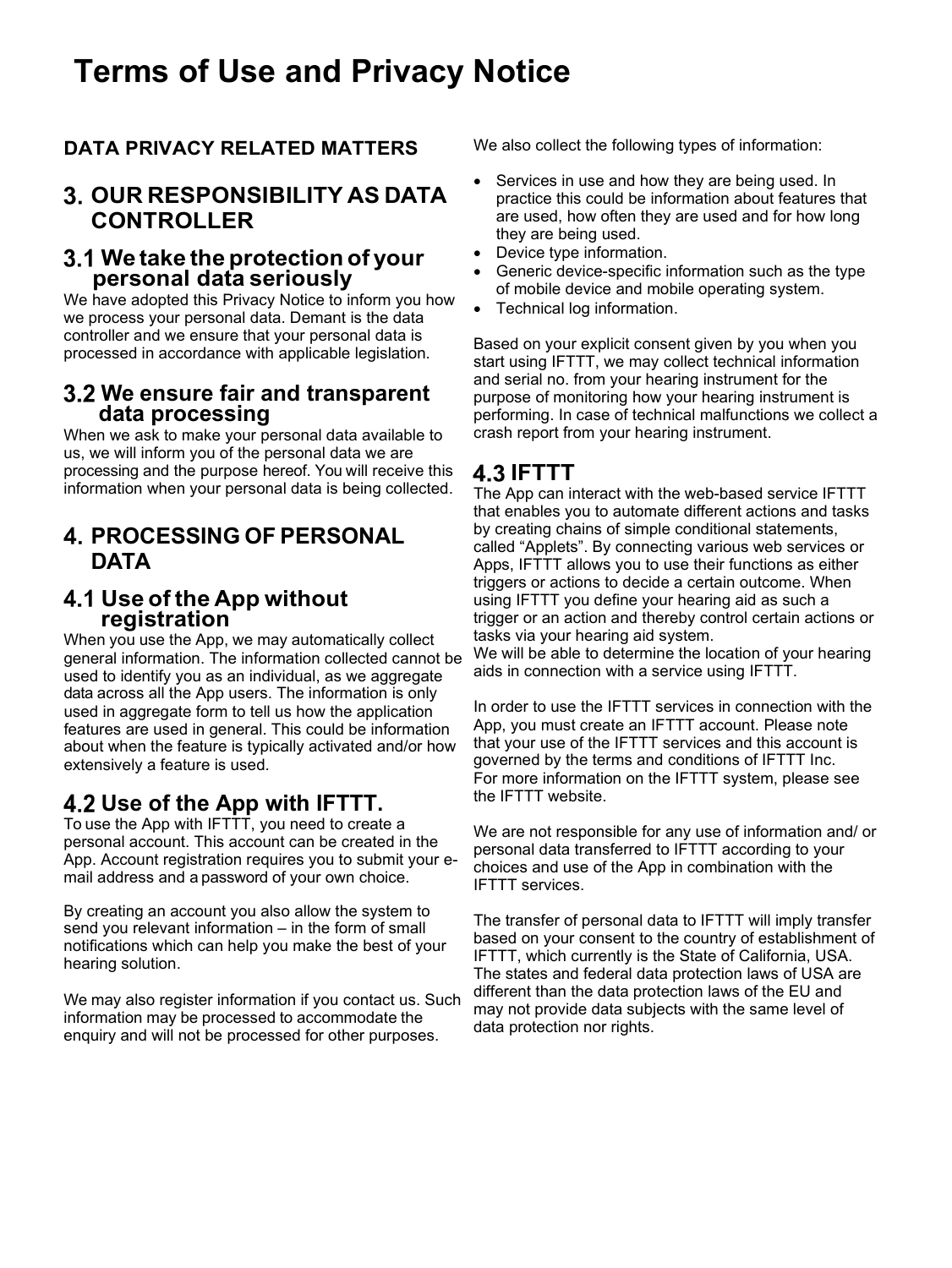# Terms of Use and Privacy Notice

**DATA PRIVACY RELATED MATTERS**

## 3. OUR RESPONSIBILITY AS DATA CONTROLLER

### 3.1 We take the protection of your personal data seriously

We have adopted this Privacy Notice to inform you how we process your personal data. Demant is the data controller and we ensure that your personal data is processed in accordance with applicable legislation.

### 3.2 We ensure fair and transparent data processing

When we ask to make your personal data available to us, we will inform you of the personal data we are processing and the purpose hereof. You will receive this information when your personal data is being collected.

## 4. PROCESSING OF PERSONAL DATA

### 4.1 Use of the App without registration

When you use the App, we may automatically collect general information. The information collected cannot be used to identify you as an individual, as we aggregate data across all the App users. The information is only used in aggregate form to tell us how the application features are used in general. This could be information about when the feature is typically activated and/or how extensively a feature is used.

### 4.2 Use of the App with IFTTT.

To use the App with IFTTT, you need to create a personal account. This account can be created in the App. Account registration requires you to submit your e-mail address and a password of your own choice.

By creating an account you also allow the system to send you relevant information – in the form of small notifications which can help you make the best of your hearing solution.

We may also register information if you contact us. Such information may be processed to accommodate the enquiry and will not be processed for other purposes.

We also collect the following types of information:

- Services in use and how they are being used. In practice this could be information about features that are used, how often they are used and for how long they are being used.
- Device type information.
- Generic device-specific information such as the type of mobile device and mobile operating system.
- Technical log information.

Based on your explicit consent given by you when you start using IFTTT, we may collect technical information and serial no. from your hearing instrument for the purpose of monitoring how your hearing instrument is performing. In case of technical malfunctions we collect a crash report from your hearing instrument.

### 4.3 IFTTT

The App can interact with the web-based service IFTTT that enables you to automate different actions and tasks by creating chains of simple conditional statements, called “Applets”. By connecting various web services or Apps, IFTTT allows you to use their functions as either triggers or actions to decide a certain outcome. When using IFTTT you define your hearing aid as such a trigger or an action and thereby control certain actions or tasks via your hearing aid system.
We will be able to determine the location of your hearing aids in connection with a service using IFTTT.

In order to use the IFTTT services in connection with the App, you must create an IFTTT account. Please note that your use of the IFTTT services and this account is governed by the terms and conditions of IFTTT Inc.
For more information on the IFTTT system, please see the IFTTT website.

We are not responsible for any use of information and/ or personal data transferred to IFTTT according to your choices and use of the App in combination with the IFTTT services.

The transfer of personal data to IFTTT will imply transfer based on your consent to the country of establishment of IFTTT, which currently is the State of California, USA. The states and federal data protection laws of USA are different than the data protection laws of the EU and may not provide data subjects with the same level of data protection nor rights.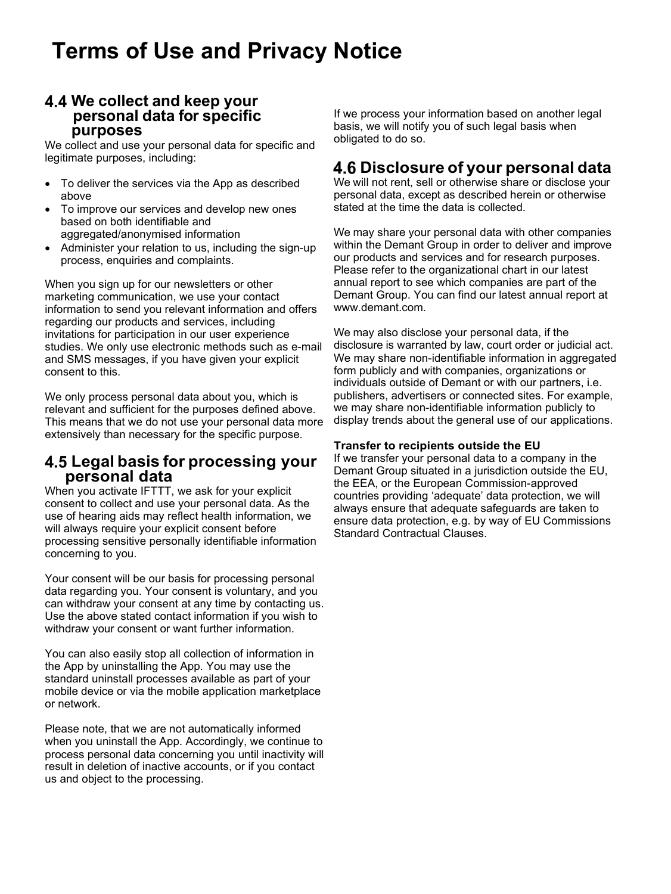# Terms of Use and Privacy Notice

## 4.4 We collect and keep your personal data for specific purposes

We collect and use your personal data for specific and legitimate purposes, including:

- To deliver the services via the App as described above
- To improve our services and develop new ones based on both identifiable and aggregated/anonymised information
- Administer your relation to us, including the sign-up process, enquiries and complaints.

When you sign up for our newsletters or other marketing communication, we use your contact information to send you relevant information and offers regarding our products and services, including invitations for participation in our user experience studies. We only use electronic methods such as e-mail and SMS messages, if you have given your explicit consent to this.

We only process personal data about you, which is relevant and sufficient for the purposes defined above. This means that we do not use your personal data more extensively than necessary for the specific purpose.

## 4.5 Legal basis for processing your personal data

When you activate IFTTT, we ask for your explicit consent to collect and use your personal data. As the use of hearing aids may reflect health information, we will always require your explicit consent before processing sensitive personally identifiable information concerning to you.

Your consent will be our basis for processing personal data regarding you. Your consent is voluntary, and you can withdraw your consent at any time by contacting us. Use the above stated contact information if you wish to withdraw your consent or want further information.

You can also easily stop all collection of information in the App by uninstalling the App. You may use the standard uninstall processes available as part of your mobile device or via the mobile application marketplace or network.

Please note, that we are not automatically informed when you uninstall the App. Accordingly, we continue to process personal data concerning you until inactivity will result in deletion of inactive accounts, or if you contact us and object to the processing.

If we process your information based on another legal basis, we will notify you of such legal basis when obligated to do so.

## 4.6 Disclosure of your personal data

We will not rent, sell or otherwise share or disclose your personal data, except as described herein or otherwise stated at the time the data is collected.

We may share your personal data with other companies within the Demant Group in order to deliver and improve our products and services and for research purposes. Please refer to the organizational chart in our latest annual report to see which companies are part of the Demant Group. You can find our latest annual report at www.demant.com.

We may also disclose your personal data, if the disclosure is warranted by law, court order or judicial act. We may share non-identifiable information in aggregated form publicly and with companies, organizations or individuals outside of Demant or with our partners, i.e. publishers, advertisers or connected sites. For example, we may share non-identifiable information publicly to display trends about the general use of our applications.

**Transfer to recipients outside the EU**

If we transfer your personal data to a company in the Demant Group situated in a jurisdiction outside the EU, the EEA, or the European Commission-approved countries providing 'adequate' data protection, we will always ensure that adequate safeguards are taken to ensure data protection, e.g. by way of EU Commissions Standard Contractual Clauses.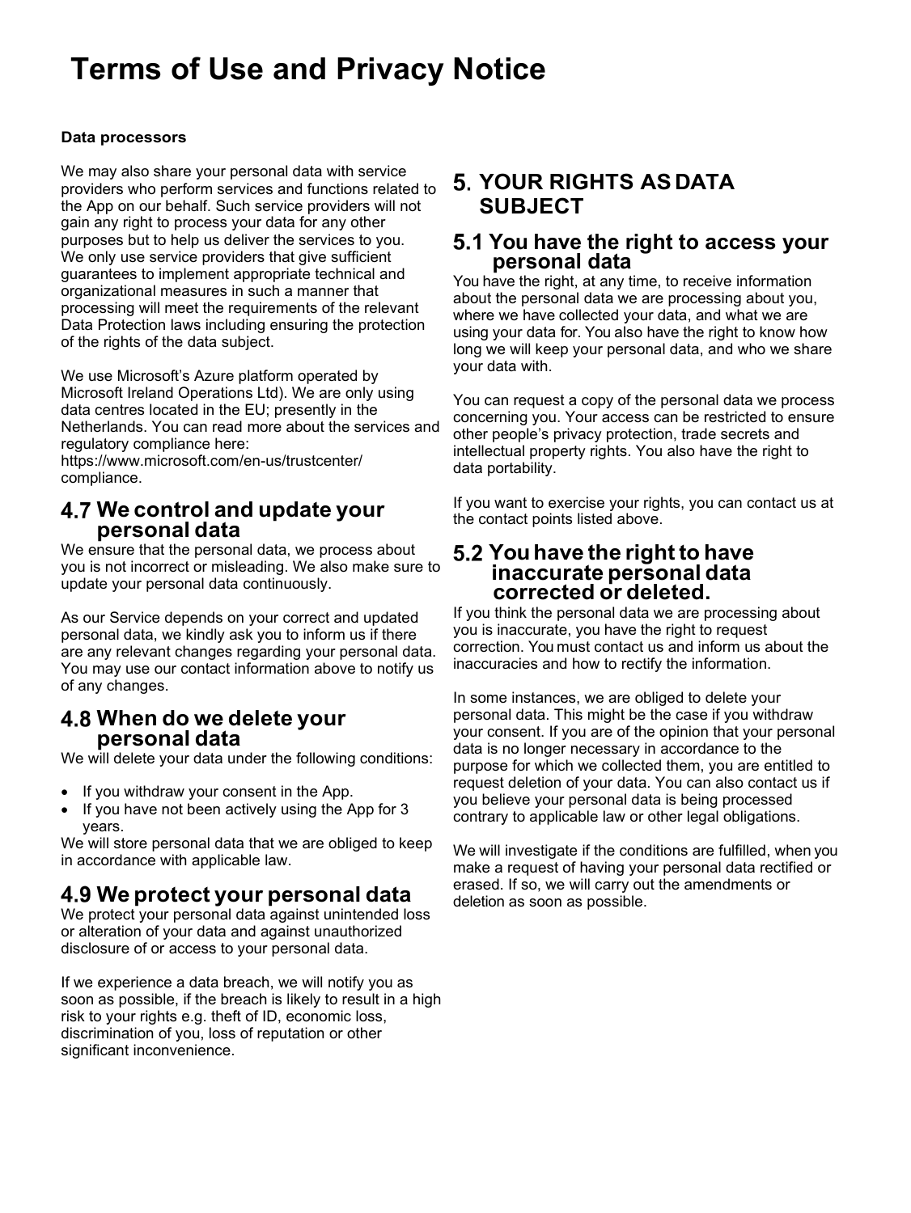# Terms of Use and Privacy Notice

**Data processors**

We may also share your personal data with service providers who perform services and functions related to the App on our behalf. Such service providers will not gain any right to process your data for any other purposes but to help us deliver the services to you. We only use service providers that give sufficient guarantees to implement appropriate technical and organizational measures in such a manner that processing will meet the requirements of the relevant Data Protection laws including ensuring the protection of the rights of the data subject.

We use Microsoft's Azure platform operated by Microsoft Ireland Operations Ltd). We are only using data centres located in the EU; presently in the Netherlands. You can read more about the services and regulatory compliance here: https://www.microsoft.com/en-us/trustcenter/compliance.

## 4.7 We control and update your personal data

We ensure that the personal data, we process about you is not incorrect or misleading. We also make sure to update your personal data continuously.

As our Service depends on your correct and updated personal data, we kindly ask you to inform us if there are any relevant changes regarding your personal data. You may use our contact information above to notify us of any changes.

## 4.8 When do we delete your personal data

We will delete your data under the following conditions:

- If you withdraw your consent in the App.
- If you have not been actively using the App for 3 years.

We will store personal data that we are obliged to keep in accordance with applicable law.

## 4.9 We protect your personal data

We protect your personal data against unintended loss or alteration of your data and against unauthorized disclosure of or access to your personal data.

If we experience a data breach, we will notify you as soon as possible, if the breach is likely to result in a high risk to your rights e.g. theft of ID, economic loss, discrimination of you, loss of reputation or other significant inconvenience.

# 5. YOUR RIGHTS AS DATA SUBJECT

## 5.1 You have the right to access your personal data

You have the right, at any time, to receive information about the personal data we are processing about you, where we have collected your data, and what we are using your data for. You also have the right to know how long we will keep your personal data, and who we share your data with.

You can request a copy of the personal data we process concerning you. Your access can be restricted to ensure other people's privacy protection, trade secrets and intellectual property rights. You also have the right to data portability.

If you want to exercise your rights, you can contact us at the contact points listed above.

## 5.2 You have the right to have inaccurate personal data corrected or deleted.

If you think the personal data we are processing about you is inaccurate, you have the right to request correction. You must contact us and inform us about the inaccuracies and how to rectify the information.

In some instances, we are obliged to delete your personal data. This might be the case if you withdraw your consent. If you are of the opinion that your personal data is no longer necessary in accordance to the purpose for which we collected them, you are entitled to request deletion of your data. You can also contact us if you believe your personal data is being processed contrary to applicable law or other legal obligations.

We will investigate if the conditions are fulfilled, when you make a request of having your personal data rectified or erased. If so, we will carry out the amendments or deletion as soon as possible.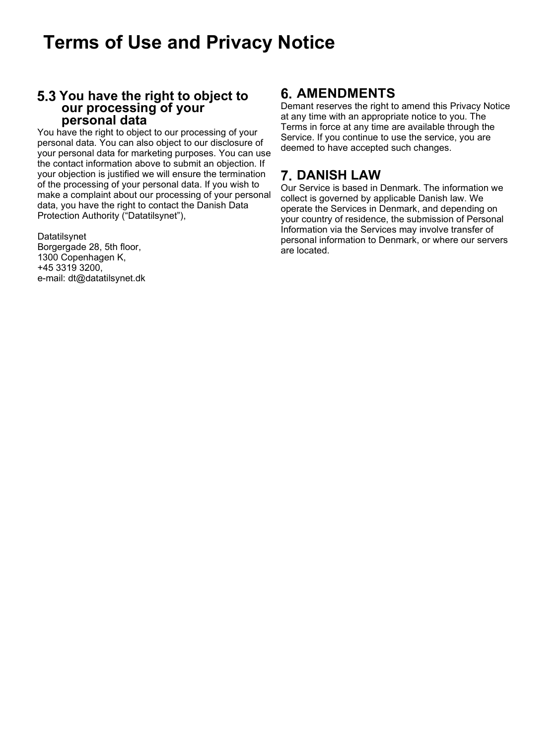# Terms of Use and Privacy Notice

### 5.3 You have the right to object to our processing of your personal data

You have the right to object to our processing of your personal data. You can also object to our disclosure of your personal data for marketing purposes. You can use the contact information above to submit an objection. If your objection is justified we will ensure the termination of the processing of your personal data. If you wish to make a complaint about our processing of your personal data, you have the right to contact the Danish Data Protection Authority (“Datatilsynet”),

Datatilsynet  
Borgergade 28, 5th floor,  
1300 Copenhagen K,  
+45 3319 3200,  
e-mail: dt@datatilsynet.dk

## 6. AMENDMENTS

Demant reserves the right to amend this Privacy Notice at any time with an appropriate notice to you. The Terms in force at any time are available through the Service. If you continue to use the service, you are deemed to have accepted such changes.

## 7. DANISH LAW

Our Service is based in Denmark. The information we collect is governed by applicable Danish law. We operate the Services in Denmark, and depending on your country of residence, the submission of Personal Information via the Services may involve transfer of personal information to Denmark, or where our servers are located.